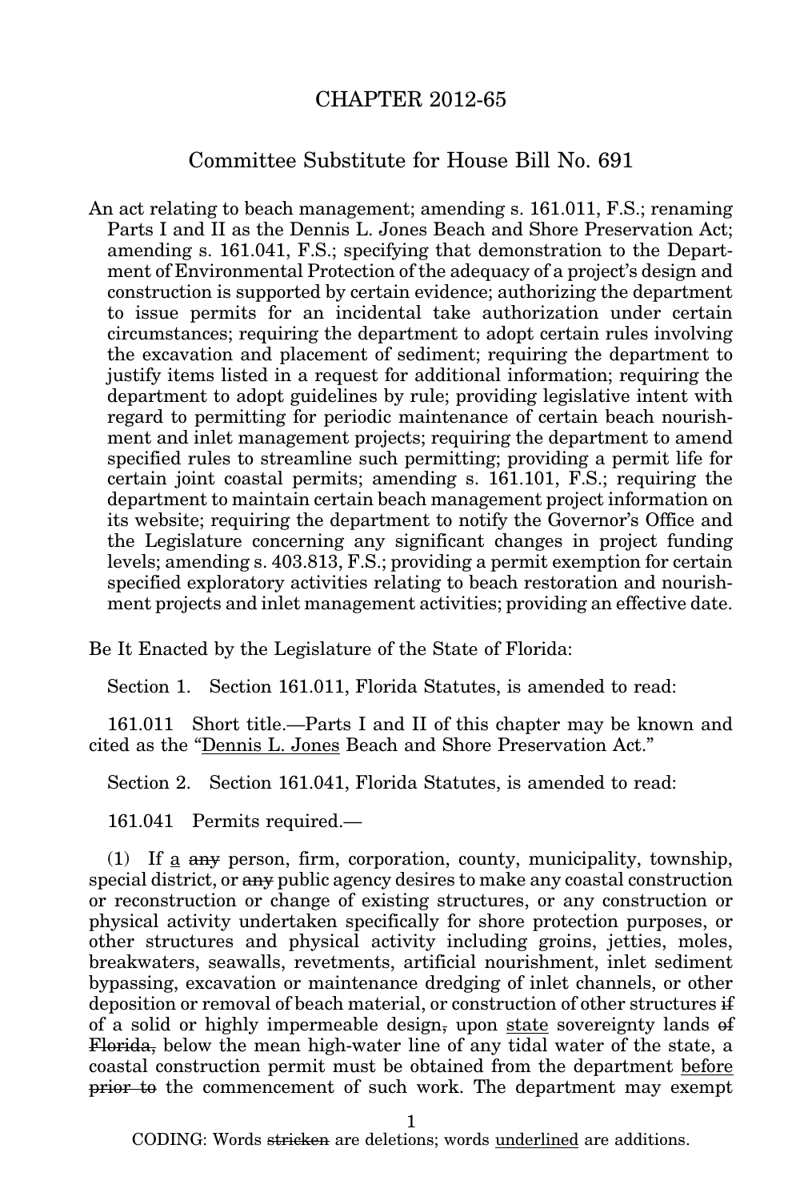# CHAPTER 2012-65

## Committee Substitute for House Bill No. 691

An act relating to beach management; amending s. 161.011, F.S.; renaming Parts I and II as the Dennis L. Jones Beach and Shore Preservation Act; amending s. 161.041, F.S.; specifying that demonstration to the Department of Environmental Protection of the adequacy of a project's design and construction is supported by certain evidence; authorizing the department to issue permits for an incidental take authorization under certain circumstances; requiring the department to adopt certain rules involving the excavation and placement of sediment; requiring the department to justify items listed in a request for additional information; requiring the department to adopt guidelines by rule; providing legislative intent with regard to permitting for periodic maintenance of certain beach nourishment and inlet management projects; requiring the department to amend specified rules to streamline such permitting; providing a permit life for certain joint coastal permits; amending s. 161.101, F.S.; requiring the department to maintain certain beach management project information on its website; requiring the department to notify the Governor's Office and the Legislature concerning any significant changes in project funding levels; amending s. 403.813, F.S.; providing a permit exemption for certain specified exploratory activities relating to beach restoration and nourishment projects and inlet management activities; providing an effective date.

Be It Enacted by the Legislature of the State of Florida:

Section 1. Section 161.011, Florida Statutes, is amended to read:

161.011 Short title.—Parts I and II of this chapter may be known and cited as the "<u>Dennis L. Jones</u> Beach and Shore Preservation Act."

Section 2. Section 161.041, Florida Statutes, is amended to read:

161.041 Permits required.—

(1) If <u>a</u> ~~any~~ person, firm, corporation, county, municipality, township, special district, or ~~any~~ public agency desires to make any coastal construction or reconstruction or change of existing structures, or any construction or physical activity undertaken specifically for shore protection purposes, or other structures and physical activity including groins, jetties, moles, breakwaters, seawalls, revetments, artificial nourishment, inlet sediment bypassing, excavation or maintenance dredging of inlet channels, or other deposition or removal of beach material, or construction of other structures ~~if~~ of a solid or highly impermeable design~~,~~ upon <u>state</u> sovereignty lands ~~of Florida,~~ below the mean high-water line of any tidal water of the state, a coastal construction permit must be obtained from the department <u>before</u> ~~prior to~~ the commencement of such work. The department may exempt

CODING: Words ~~stricken~~ are deletions; words <u>underlined</u> are additions.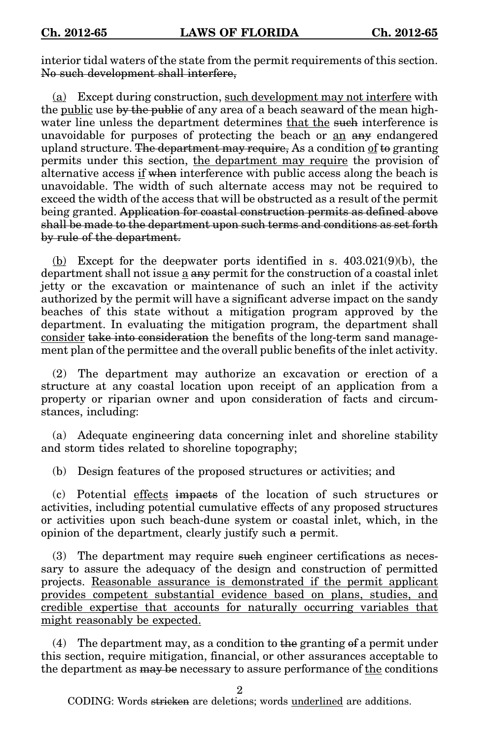interior tidal waters of the state from the permit requirements of this section. ~~No such development shall interfere,~~

<u>(a)</u> Except during construction, <u>such development may not interfere</u> with the <u>public</u> use ~~by the public~~ of any area of a beach seaward of the mean high-water line unless the department determines <u>that the</u> ~~such~~ interference is unavoidable for purposes of protecting the beach or <u>an</u> ~~any~~ endangered upland structure. ~~The department may require,~~ As a condition <u>of</u> ~~to~~ granting permits under this section, <u>the department may require</u> the provision of alternative access <u>if</u> ~~when~~ interference with public access along the beach is unavoidable. The width of such alternate access may not be required to exceed the width of the access that will be obstructed as a result of the permit being granted. ~~Application for coastal construction permits as defined above shall be made to the department upon such terms and conditions as set forth by rule of the department.~~

<u>(b)</u> Except for the deepwater ports identified in s. 403.021(9)(b), the department shall not issue <u>a</u> ~~any~~ permit for the construction of a coastal inlet jetty or the excavation or maintenance of such an inlet if the activity authorized by the permit will have a significant adverse impact on the sandy beaches of this state without a mitigation program approved by the department. In evaluating the mitigation program, the department shall <u>consider</u> ~~take into consideration~~ the benefits of the long-term sand management plan of the permittee and the overall public benefits of the inlet activity.

(2) The department may authorize an excavation or erection of a structure at any coastal location upon receipt of an application from a property or riparian owner and upon consideration of facts and circumstances, including:

(a) Adequate engineering data concerning inlet and shoreline stability and storm tides related to shoreline topography;

(b) Design features of the proposed structures or activities; and

(c) Potential <u>effects</u> ~~impacts~~ of the location of such structures or activities, including potential cumulative effects of any proposed structures or activities upon such beach-dune system or coastal inlet, which, in the opinion of the department, clearly justify such ~~a~~ permit.

(3) The department may require ~~such~~ engineer certifications as necessary to assure the adequacy of the design and construction of permitted projects. <u>Reasonable assurance is demonstrated if the permit applicant provides competent substantial evidence based on plans, studies, and credible expertise that accounts for naturally occurring variables that might reasonably be expected.</u>

(4) The department may, as a condition to ~~the~~ granting ~~of~~ a permit under this section, require mitigation, financial, or other assurances acceptable to the department as ~~may be~~ necessary to assure performance of <u>the</u> conditions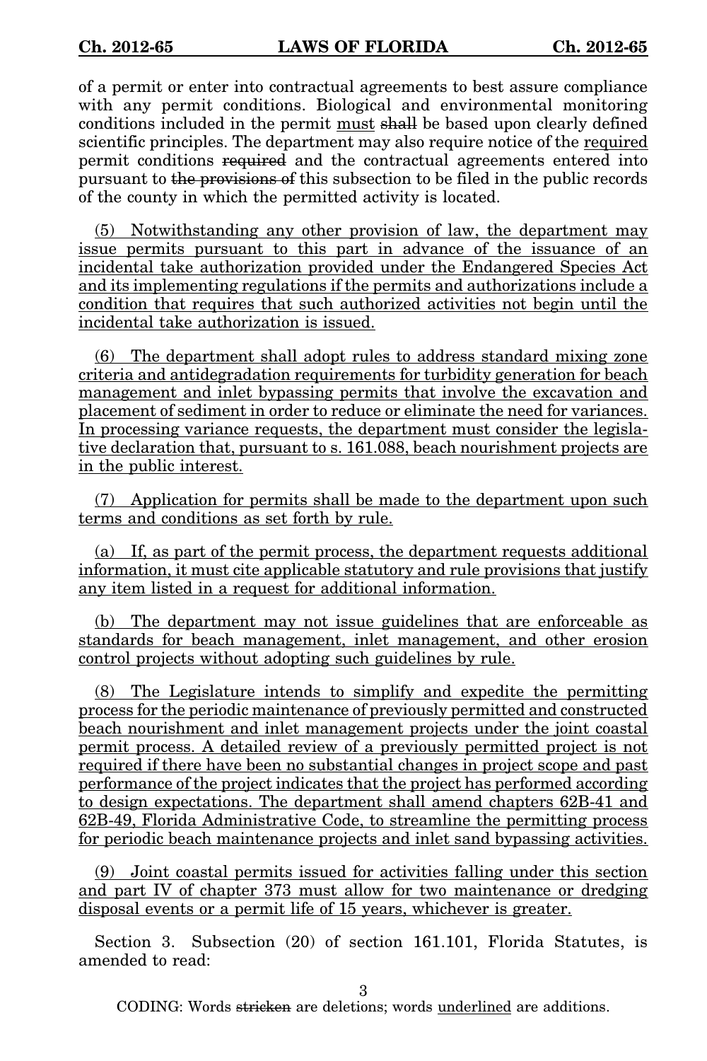of a permit or enter into contractual agreements to best assure compliance with any permit conditions. Biological and environmental monitoring conditions included in the permit <u>must</u> ~~shall~~ be based upon clearly defined scientific principles. The department may also require notice of the <u>required</u> permit conditions ~~required~~ and the contractual agreements entered into pursuant to ~~the provisions of~~ this subsection to be filed in the public records of the county in which the permitted activity is located.

<u>(5) Notwithstanding any other provision of law, the department may issue permits pursuant to this part in advance of the issuance of an incidental take authorization provided under the Endangered Species Act and its implementing regulations if the permits and authorizations include a condition that requires that such authorized activities not begin until the incidental take authorization is issued.</u>

<u>(6) The department shall adopt rules to address standard mixing zone criteria and antidegradation requirements for turbidity generation for beach management and inlet bypassing permits that involve the excavation and placement of sediment in order to reduce or eliminate the need for variances. In processing variance requests, the department must consider the legislative declaration that, pursuant to s. 161.088, beach nourishment projects are in the public interest.</u>

<u>(7) Application for permits shall be made to the department upon such terms and conditions as set forth by rule.</u>

<u>(a) If, as part of the permit process, the department requests additional information, it must cite applicable statutory and rule provisions that justify any item listed in a request for additional information.</u>

<u>(b) The department may not issue guidelines that are enforceable as standards for beach management, inlet management, and other erosion control projects without adopting such guidelines by rule.</u>

<u>(8) The Legislature intends to simplify and expedite the permitting process for the periodic maintenance of previously permitted and constructed beach nourishment and inlet management projects under the joint coastal permit process. A detailed review of a previously permitted project is not required if there have been no substantial changes in project scope and past performance of the project indicates that the project has performed according to design expectations. The department shall amend chapters 62B-41 and 62B-49, Florida Administrative Code, to streamline the permitting process for periodic beach maintenance projects and inlet sand bypassing activities.</u>

<u>(9) Joint coastal permits issued for activities falling under this section and part IV of chapter 373 must allow for two maintenance or dredging disposal events or a permit life of 15 years, whichever is greater.</u>

Section 3. Subsection (20) of section 161.101, Florida Statutes, is amended to read: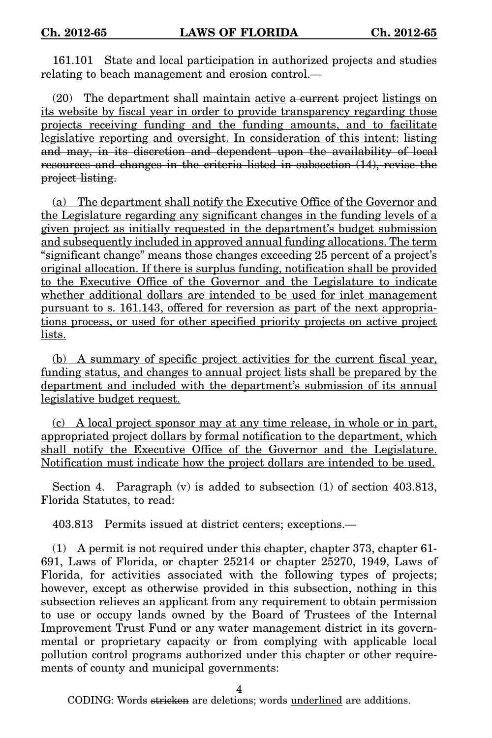161.101 State and local participation in authorized projects and studies relating to beach management and erosion control.—

(20) The department shall maintain <u>active</u> ~~a current~~ project <u>listings on its website by fiscal year in order to provide transparency regarding those projects receiving funding and the funding amounts, and to facilitate legislative reporting and oversight. In consideration of this intent:</u> ~~listing and may, in its discretion and dependent upon the availability of local resources and changes in the criteria listed in subsection (14), revise the project listing.~~

<u>(a) The department shall notify the Executive Office of the Governor and the Legislature regarding any significant changes in the funding levels of a given project as initially requested in the department's budget submission and subsequently included in approved annual funding allocations. The term "significant change" means those changes exceeding 25 percent of a project's original allocation. If there is surplus funding, notification shall be provided to the Executive Office of the Governor and the Legislature to indicate whether additional dollars are intended to be used for inlet management pursuant to s. 161.143, offered for reversion as part of the next appropriations process, or used for other specified priority projects on active project lists.</u>

<u>(b) A summary of specific project activities for the current fiscal year, funding status, and changes to annual project lists shall be prepared by the department and included with the department's submission of its annual legislative budget request.</u>

<u>(c) A local project sponsor may at any time release, in whole or in part, appropriated project dollars by formal notification to the department, which shall notify the Executive Office of the Governor and the Legislature. Notification must indicate how the project dollars are intended to be used.</u>

Section 4. Paragraph (v) is added to subsection (1) of section 403.813, Florida Statutes, to read:

403.813 Permits issued at district centers; exceptions.—

(1) A permit is not required under this chapter, chapter 373, chapter 61-691, Laws of Florida, or chapter 25214 or chapter 25270, 1949, Laws of Florida, for activities associated with the following types of projects; however, except as otherwise provided in this subsection, nothing in this subsection relieves an applicant from any requirement to obtain permission to use or occupy lands owned by the Board of Trustees of the Internal Improvement Trust Fund or any water management district in its governmental or proprietary capacity or from complying with applicable local pollution control programs authorized under this chapter or other requirements of county and municipal governments: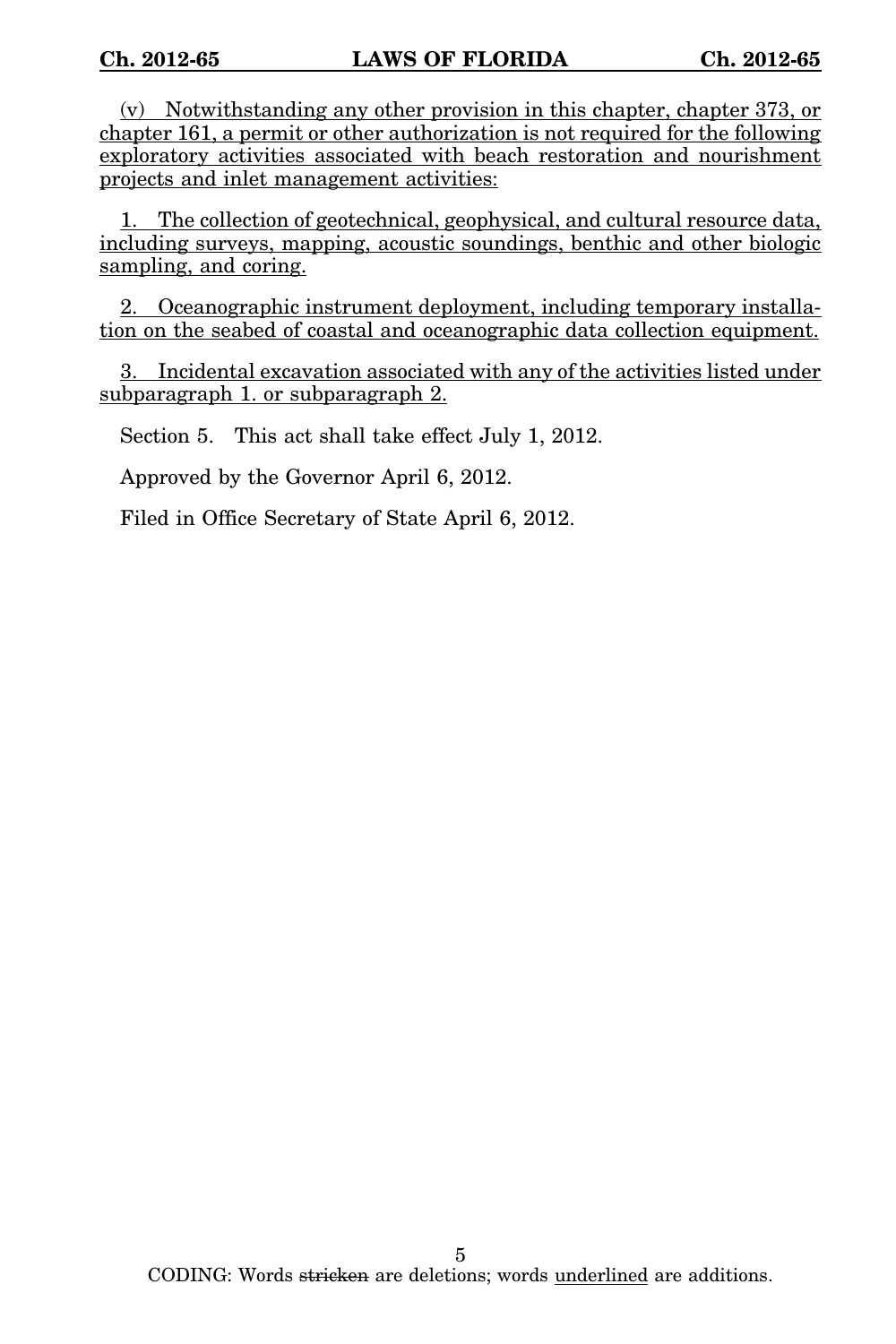(v) Notwithstanding any other provision in this chapter, chapter 373, or chapter 161, a permit or other authorization is not required for the following exploratory activities associated with beach restoration and nourishment projects and inlet management activities:

1. The collection of geotechnical, geophysical, and cultural resource data, including surveys, mapping, acoustic soundings, benthic and other biologic sampling, and coring.

2. Oceanographic instrument deployment, including temporary installation on the seabed of coastal and oceanographic data collection equipment.

3. Incidental excavation associated with any of the activities listed under subparagraph 1. or subparagraph 2.

Section 5. This act shall take effect July 1, 2012.

Approved by the Governor April 6, 2012.

Filed in Office Secretary of State April 6, 2012.

CODING: Words ~~stricken~~ are deletions; words underlined are additions.